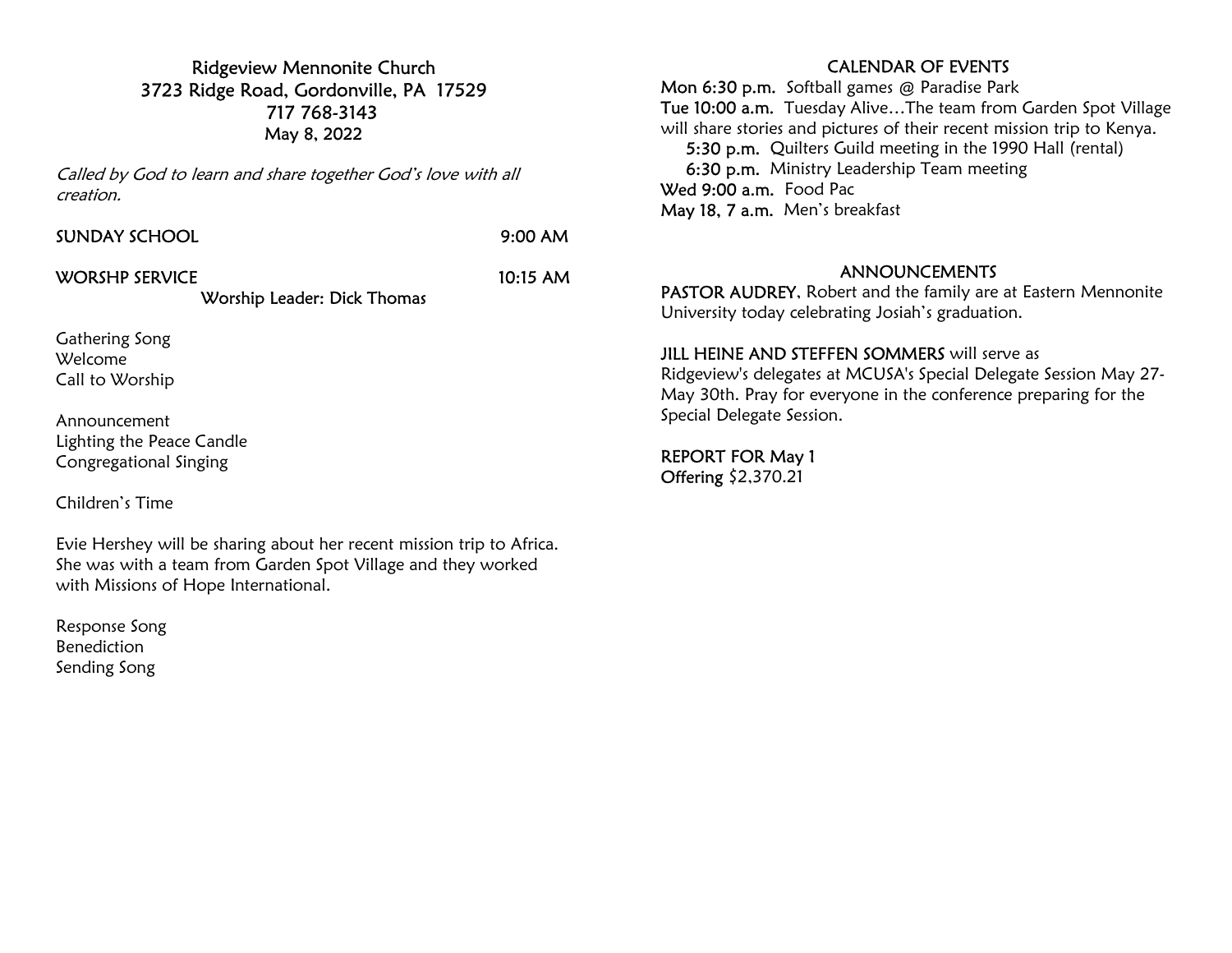# Ridgeview Mennonite Church

3723 Ridge Road, Gordonville, PA 17529
717 768-3143
May 8, 2022

*Called by God to learn and share together God's love with all creation.*

SUNDAY SCHOOL 9:00 AM

WORSHP SERVICE 10:15 AM

Worship Leader: Dick Thomas

Gathering Song
Welcome
Call to Worship

Announcement
Lighting the Peace Candle
Congregational Singing

Children's Time

Evie Hershey will be sharing about her recent mission trip to Africa. She was with a team from Garden Spot Village and they worked with Missions of Hope International.

Response Song
Benediction
Sending Song

## CALENDAR OF EVENTS

**Mon 6:30 p.m.** Softball games @ Paradise Park
**Tue 10:00 a.m.** Tuesday Alive…The team from Garden Spot Village will share stories and pictures of their recent mission trip to Kenya.
**5:30 p.m.** Quilters Guild meeting in the 1990 Hall (rental)
**6:30 p.m.** Ministry Leadership Team meeting
**Wed 9:00 a.m.** Food Pac
**May 18, 7 a.m.** Men's breakfast

## ANNOUNCEMENTS

**PASTOR AUDREY**, Robert and the family are at Eastern Mennonite University today celebrating Josiah's graduation.

**JILL HEINE AND STEFFEN SOMMERS** will serve as Ridgeview's delegates at MCUSA's Special Delegate Session May 27-May 30th. Pray for everyone in the conference preparing for the Special Delegate Session.

**REPORT FOR May 1**
**Offering** $2,370.21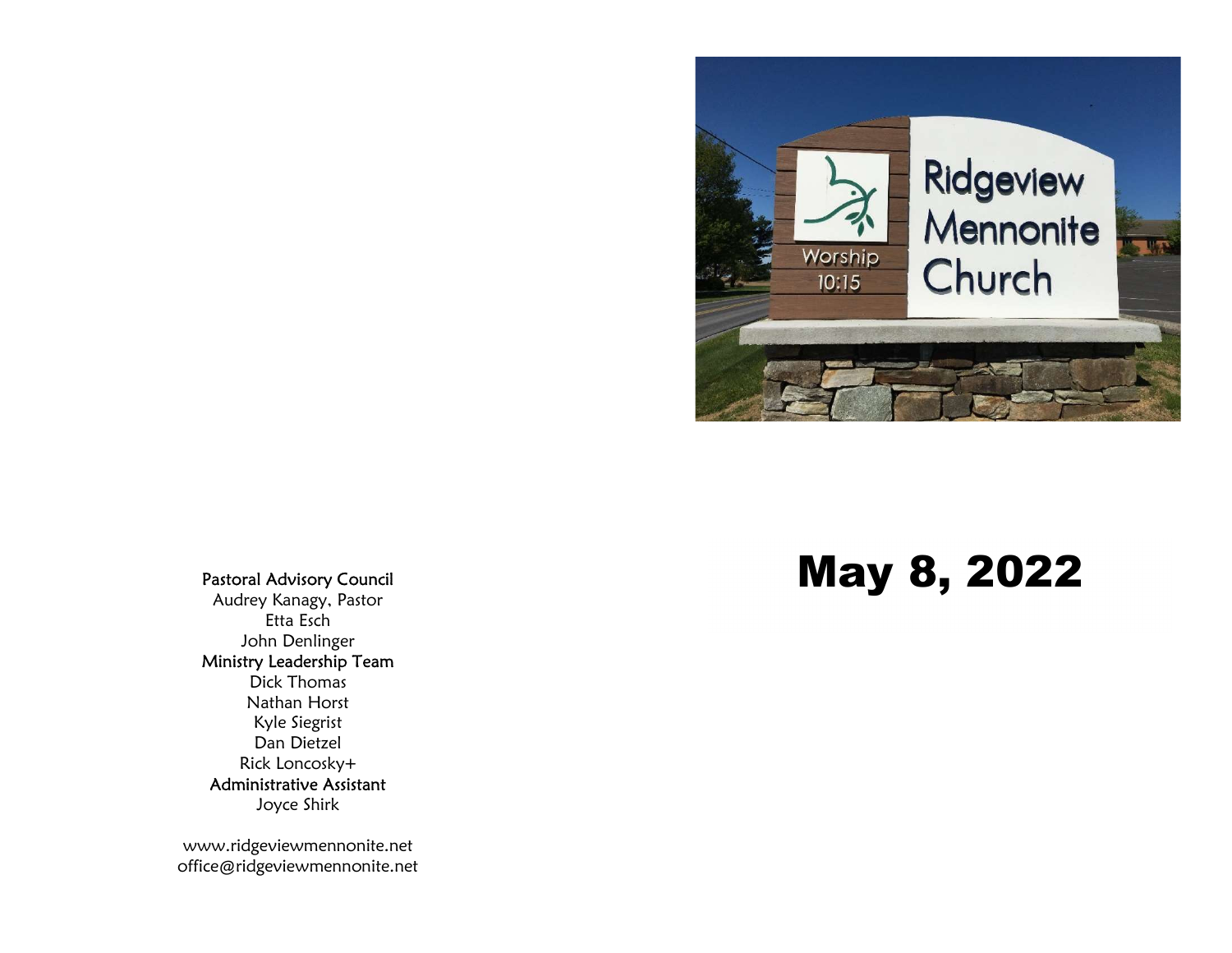**Pastoral Advisory Council**
Audrey Kanagy, Pastor
Etta Esch
John Denlinger
**Ministry Leadership Team**
Dick Thomas
Nathan Horst
Kyle Siegrist
Dan Dietzel
Rick Loncosky+
**Administrative Assistant**
Joyce Shirk

www.ridgeviewmennonite.net
office@ridgeviewmennonite.net

# May 8, 2022